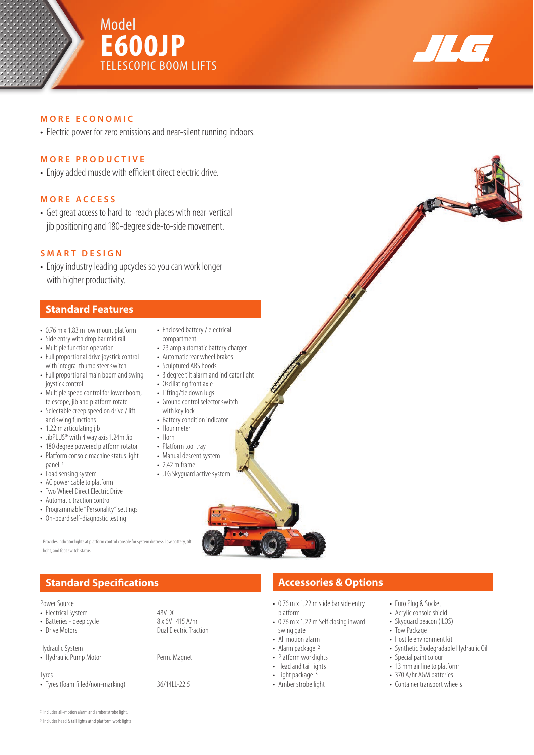# Model E600JP TELESCOPIC BOOM LIFTS

### MORE ECONOMIC

- Electric power for zero emissions and near-silent running indoors.

### MORE PRODUCTIVE

- Enjoy added muscle with efficient direct electric drive.

### MORE ACCESS

- Get great access to hard-to-reach places with near-vertical jib positioning and 180-degree side-to-side movement.

### SMART DESIGN

- Enjoy industry leading upcycles so you can work longer with higher productivity.

## Standard Features

- 0.76 m x 1.83 m low mount platform
- Side entry with drop bar mid rail
- Multiple function operation
- Full proportional drive joystick control with integral thumb steer switch
- Full proportional main boom and swing joystick control
- Multiple speed control for lower boom, telescope, jib and platform rotate
- Selectable creep speed on drive / lift and swing functions
- 1.22 m articulating jib
- JibPLUS® with 4 way axis 1.24m Jib
- 180 degree powered platform rotator
- Platform console machine status light panel [1]
- Load sensing system
- AC power cable to platform
- Two Wheel Direct Electric Drive
- Automatic traction control
- Programmable "Personality" settings
- On-board self-diagnostic testing
- Enclosed battery / electrical compartment
- 23 amp automatic battery charger
- Automatic rear wheel brakes
- Sculptured ABS hoods
- 3 degree tilt alarm and indicator light
- Oscillating front axle
- Lifting/tie down lugs
- Ground control selector switch with key lock
- Battery condition indicator
- Hour meter
- Horn
- Platform tool tray
- Manual descent system
- 2.42 m frame
- JLG Skyguard active system

[1] Provides indicator lights at platform control console for system distress, low battery, tilt light, and foot switch status.

## Standard Specifications

| | |
|---|---|
| **Power Source** | |
| • Electrical System | 48V DC |
| • Batteries - deep cycle | 8 x 6V 415 A/hr |
| • Drive Motors | Dual Electric Traction |
| **Hydraulic System** | |
| • Hydraulic Pump Motor | Perm. Magnet |
| **Tyres** | |
| • Tyres (foam filled/non-marking) | 36/14LL-22.5 |

[2] Includes all-motion alarm and amber strobe light.

[3] Includes head & tail lights atnd platform work lights.

## Accessories & Options

- 0.76 m x 1.22 m slide bar side entry platform
- 0.76 m x 1.22 m Self closing inward swing gate
- All motion alarm
- Alarm package [2]
- Platform worklights
- Head and tail lights
- Light package [3]
- Amber strobe light
- Euro Plug & Socket
- Acrylic console shield
- Skyguard beacon (ILOS)
- Tow Package
- Hostile environment kit
- Synthetic Biodegradable Hydraulic Oil
- Special paint colour
- 13 mm air line to platform
- 370 A/hr AGM batteries
- Container transport wheels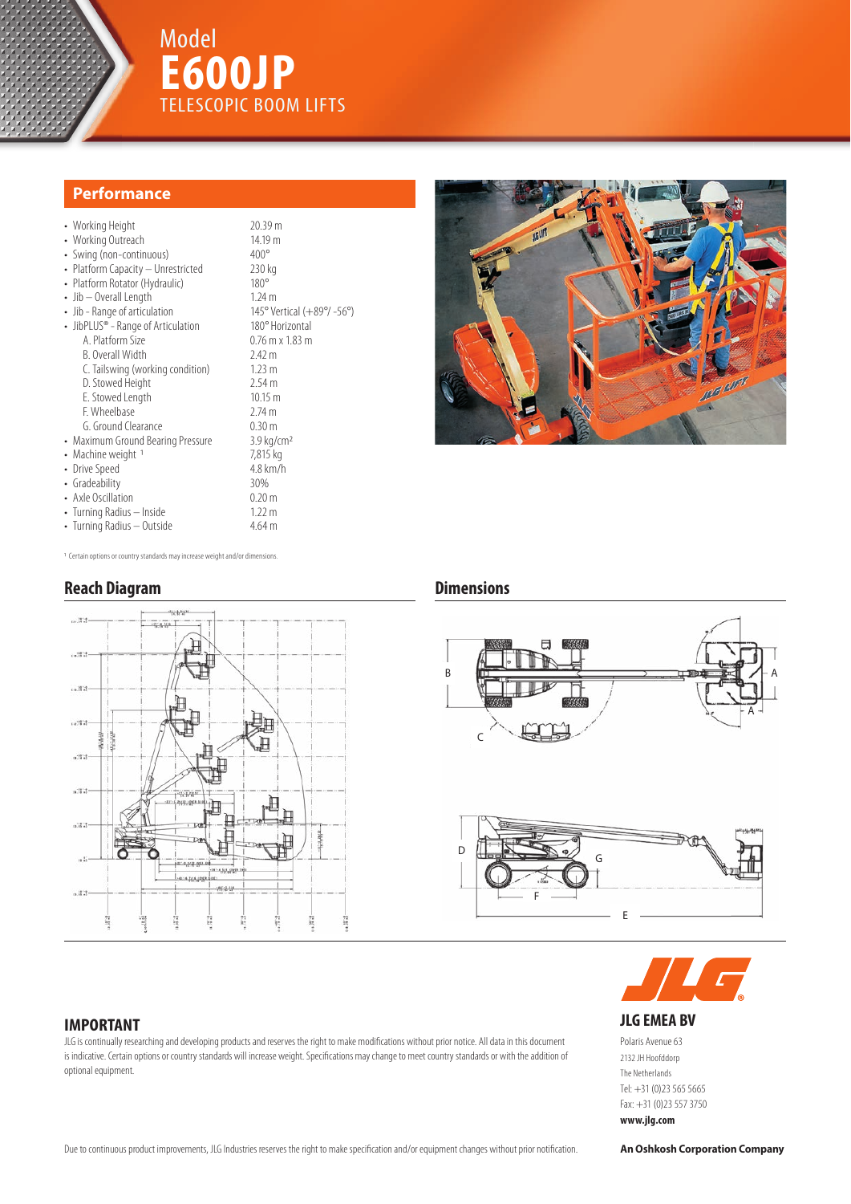# Model
# E600JP
## TELESCOPIC BOOM LIFTS

## Performance

| | |
|---|---|
| • Working Height | 20.39 m |
| • Working Outreach | 14.19 m |
| • Swing (non-continuous) | 400° |
| • Platform Capacity – Unrestricted | 230 kg |
| • Platform Rotator (Hydraulic) | 180° |
| • Jib – Overall Length | 1.24 m |
| • Jib - Range of articulation | 145° Vertical (+89°/ -56°) |
| • JibPLUS® - Range of Articulation | 180° Horizontal |
| A. Platform Size | 0.76 m x 1.83 m |
| B. Overall Width | 2.42 m |
| C. Tailswing (working condition) | 1.23 m |
| D. Stowed Height | 2.54 m |
| E. Stowed Length | 10.15 m |
| F. Wheelbase | 2.74 m |
| G. Ground Clearance | 0.30 m |
| • Maximum Ground Bearing Pressure | 3.9 kg/cm² |
| • Machine weight [1] | 7,815 kg |
| • Drive Speed | 4.8 km/h |
| • Gradeability | 30% |
| • Axle Oscillation | 0.20 m |
| • Turning Radius – Inside | 1.22 m |
| • Turning Radius – Outside | 4.64 m |

[1] Certain options or country standards may increase weight and/or dimensions.

## Reach Diagram

## Dimensions

B

A

A

C

D

G

F

E

## IMPORTANT

JLG is continually researching and developing products and reserves the right to make modifications without prior notice. All data in this document is indicative. Certain options or country standards will increase weight. Specifications may change to meet country standards or with the addition of optional equipment.

**JLG EMEA BV**

Polaris Avenue 63
2132 JH Hoofddorp
The Netherlands
Tel: +31 (0)23 565 5665
Fax: +31 (0)23 557 3750
**www.jlg.com**

Due to continuous product improvements, JLG Industries reserves the right to make specification and/or equipment changes without prior notification.

**An Oshkosh Corporation Company**